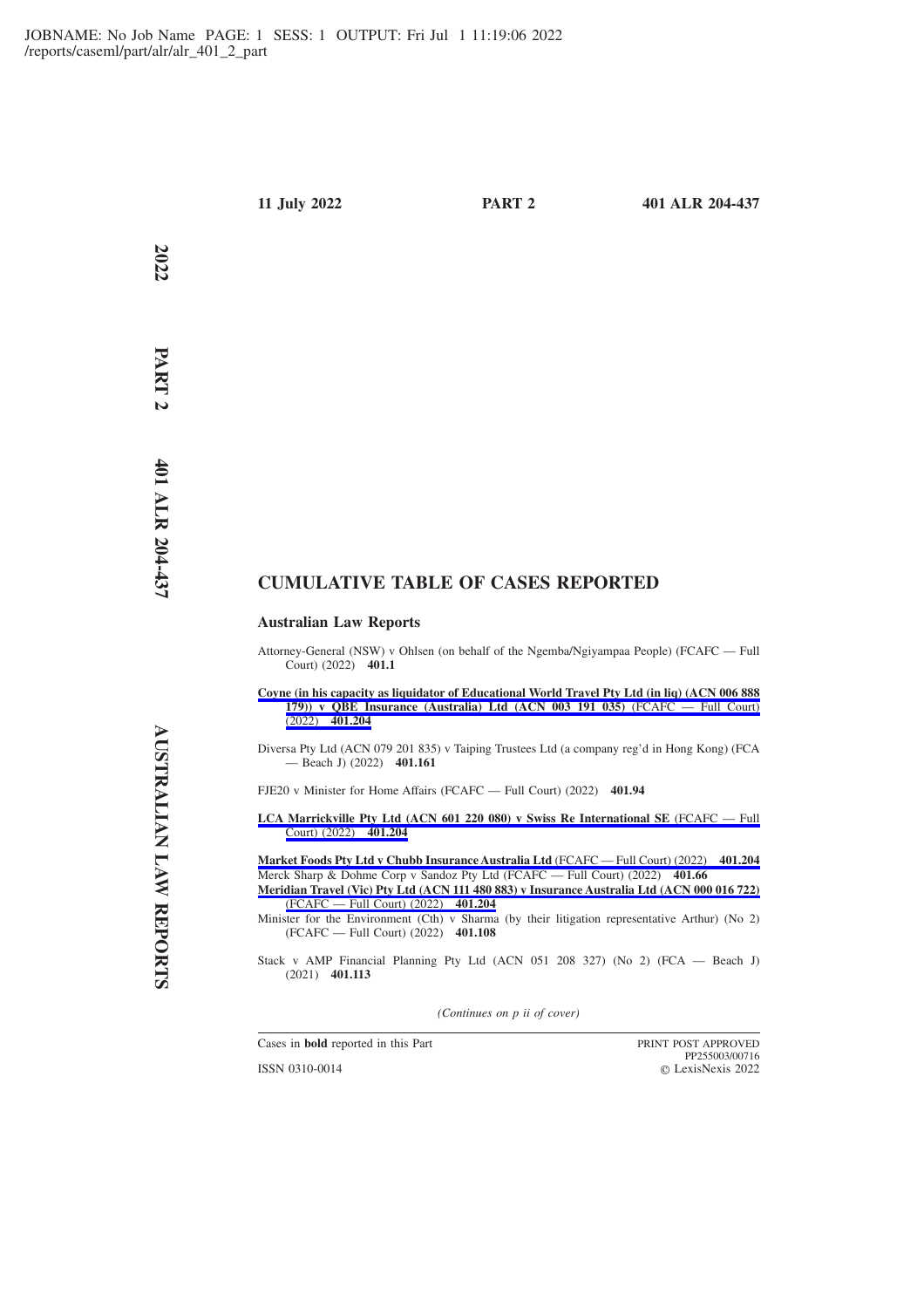# CUMULATIVE TABLE OF CASES REPORTED

## Australian Law Reports

Attorney-General (NSW) v Ohlsen (on behalf of the Ngemba/Ngiyampaa People) (FCAFC — Full Court) (2022) **401.1**

**Coyne (in his capacity as liquidator of Educational World Travel Pty Ltd (in liq) (ACN 006 888 179)) v QBE Insurance (Australia) Ltd (ACN 003 191 035)** (FCAFC — Full Court) (2022) **401.204**

Diversa Pty Ltd (ACN 079 201 835) v Taiping Trustees Ltd (a company reg'd in Hong Kong) (FCA — Beach J) (2022) **401.161**

FJE20 v Minister for Home Affairs (FCAFC — Full Court) (2022) **401.94**

**LCA Marrickville Pty Ltd (ACN 601 220 080) v Swiss Re International SE** (FCAFC — Full Court) (2022) **401.204**

**Market Foods Pty Ltd v Chubb Insurance Australia Ltd** (FCAFC — Full Court) (2022) **401.204**

Merck Sharp & Dohme Corp v Sandoz Pty Ltd (FCAFC — Full Court) (2022) **401.66**

**Meridian Travel (Vic) Pty Ltd (ACN 111 480 883) v Insurance Australia Ltd (ACN 000 016 722)** (FCAFC — Full Court) (2022) **401.204**

Minister for the Environment (Cth) v Sharma (by their litigation representative Arthur) (No 2) (FCAFC — Full Court) (2022) **401.108**

Stack v AMP Financial Planning Pty Ltd (ACN 051 208 327) (No 2) (FCA — Beach J) (2021) **401.113**

*(Continues on p ii of cover)*

Cases in **bold** reported in this Part

ISSN 0310-0014

PRINT POST APPROVED PP255003/00716

© LexisNexis 2022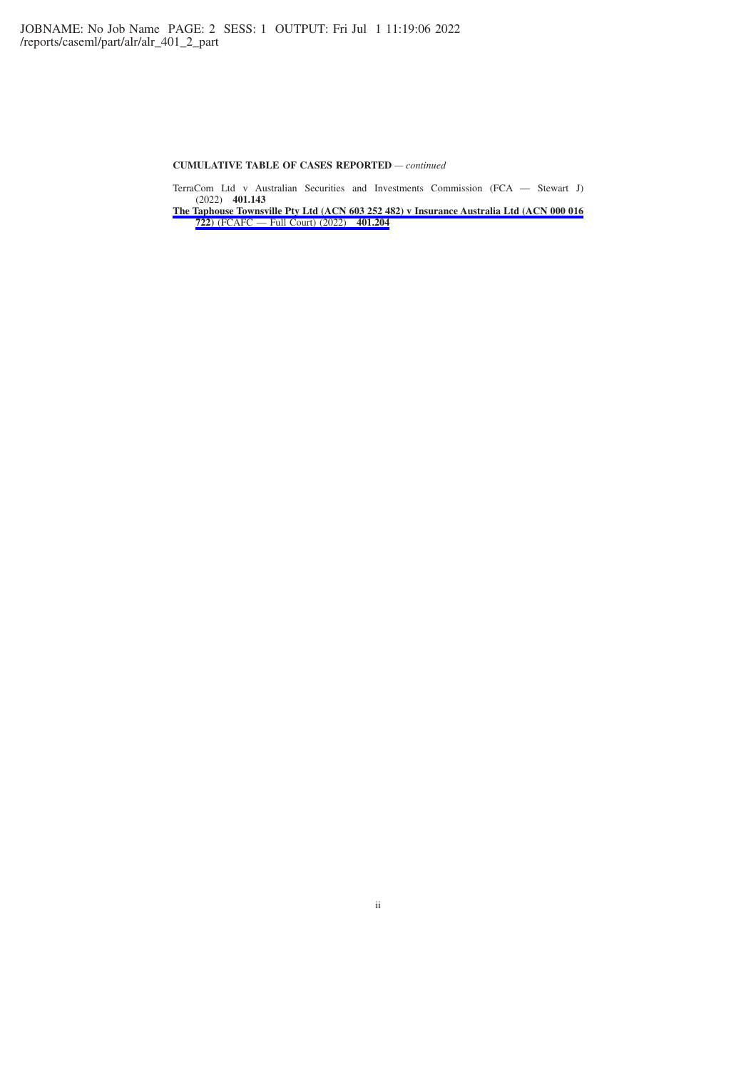**CUMULATIVE TABLE OF CASES REPORTED** — *continued*

TerraCom Ltd v Australian Securities and Investments Commission (FCA — Stewart J) (2022) **401.143**

**The Taphouse Townsville Pty Ltd (ACN 603 252 482) v Insurance Australia Ltd (ACN 000 016 722)** (FCAFC — Full Court) (2022) **401.204**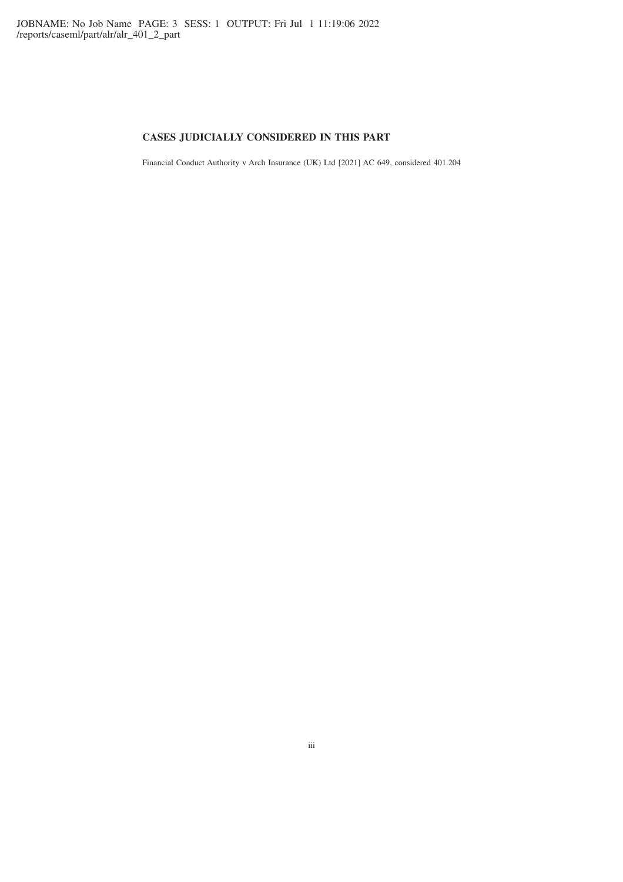## CASES JUDICIALLY CONSIDERED IN THIS PART

Financial Conduct Authority v Arch Insurance (UK) Ltd [2021] AC 649, considered 401.204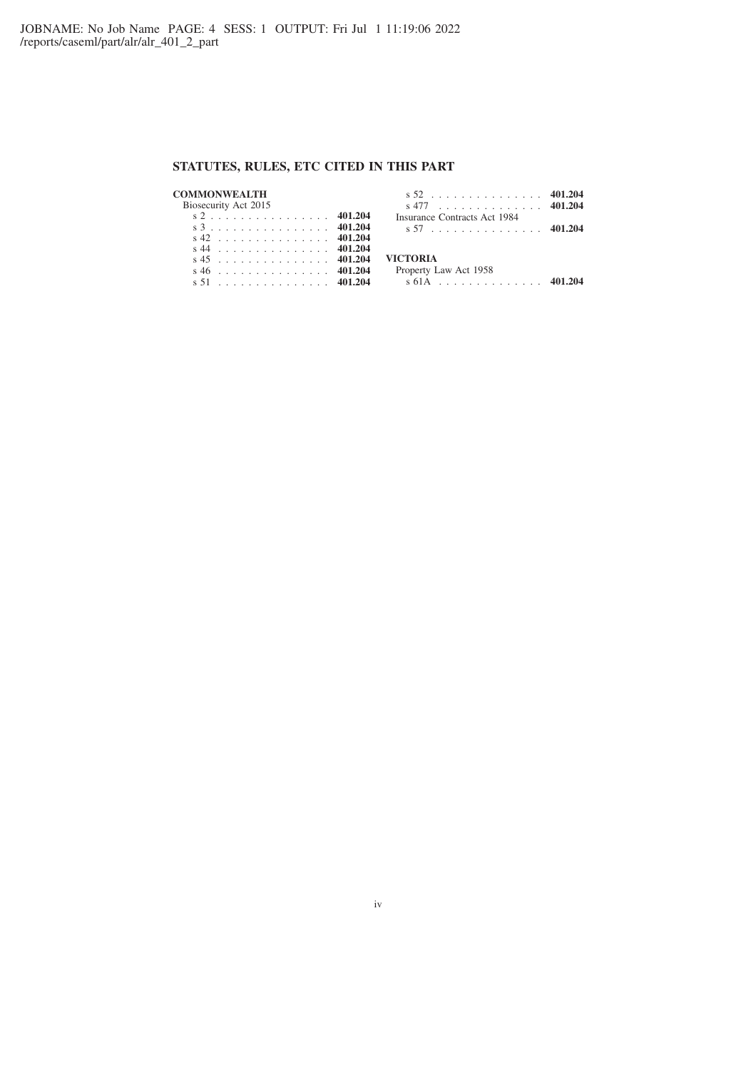## STATUTES, RULES, ETC CITED IN THIS PART

**COMMONWEALTH**

Biosecurity Act 2015

- s 2 . . . . . . . . . . . . . . . . **401.204**
- s 3 . . . . . . . . . . . . . . . . **401.204**
- s 42 . . . . . . . . . . . . . . . **401.204**
- s 44 . . . . . . . . . . . . . . . **401.204**
- s 45 . . . . . . . . . . . . . . . **401.204**
- s 46 . . . . . . . . . . . . . . . **401.204**
- s 51 . . . . . . . . . . . . . . . **401.204**
- s 52 . . . . . . . . . . . . . . . **401.204**
- s 477 . . . . . . . . . . . . . . **401.204**

Insurance Contracts Act 1984

- s 57 . . . . . . . . . . . . . . . **401.204**

**VICTORIA**

Property Law Act 1958

- s 61A . . . . . . . . . . . . . . **401.204**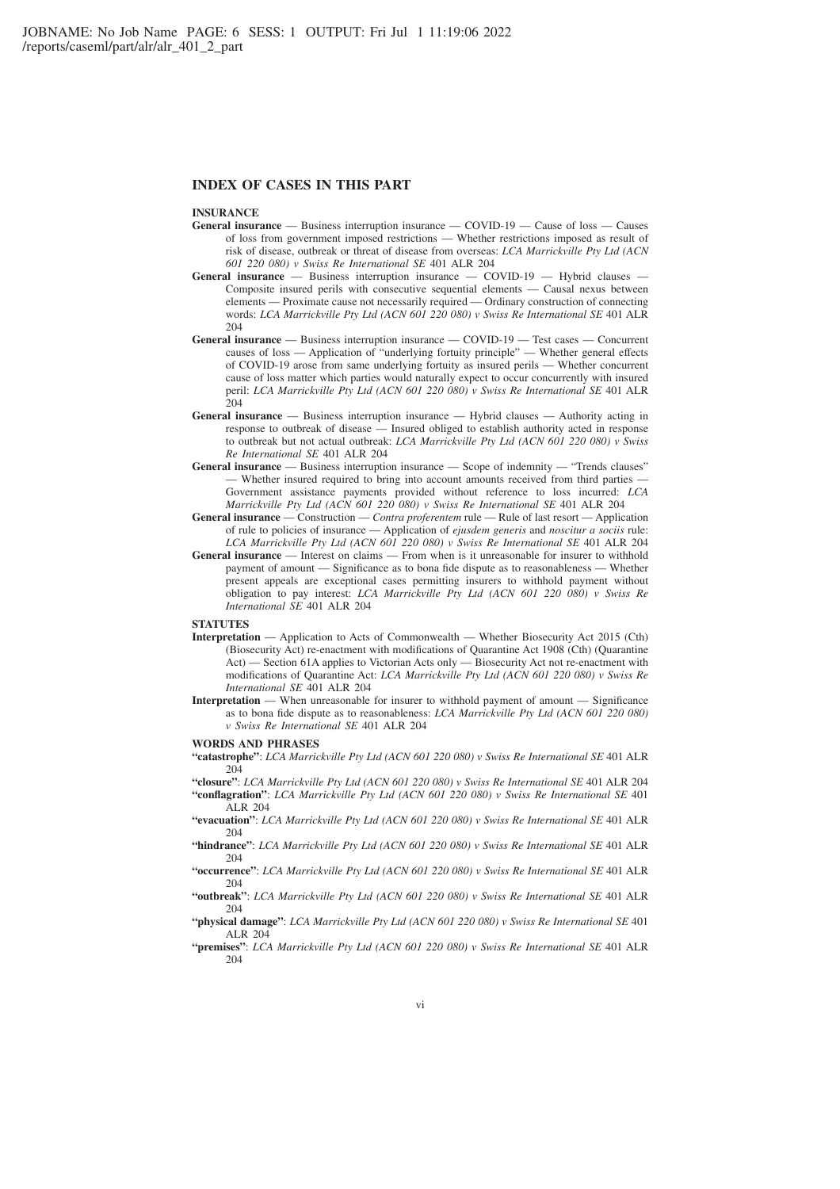## INDEX OF CASES IN THIS PART

### INSURANCE

**General insurance** — Business interruption insurance — COVID-19 — Cause of loss — Causes of loss from government imposed restrictions — Whether restrictions imposed as result of risk of disease, outbreak or threat of disease from overseas: *LCA Marrickville Pty Ltd (ACN 601 220 080) v Swiss Re International SE* 401 ALR 204

**General insurance** — Business interruption insurance — COVID-19 — Hybrid clauses — Composite insured perils with consecutive sequential elements — Causal nexus between elements — Proximate cause not necessarily required — Ordinary construction of connecting words: *LCA Marrickville Pty Ltd (ACN 601 220 080) v Swiss Re International SE* 401 ALR 204

**General insurance** — Business interruption insurance — COVID-19 — Test cases — Concurrent causes of loss — Application of "underlying fortuity principle" — Whether general effects of COVID-19 arose from same underlying fortuity as insured perils — Whether concurrent cause of loss matter which parties would naturally expect to occur concurrently with insured peril: *LCA Marrickville Pty Ltd (ACN 601 220 080) v Swiss Re International SE* 401 ALR 204

**General insurance** — Business interruption insurance — Hybrid clauses — Authority acting in response to outbreak of disease — Insured obliged to establish authority acted in response to outbreak but not actual outbreak: *LCA Marrickville Pty Ltd (ACN 601 220 080) v Swiss Re International SE* 401 ALR 204

**General insurance** — Business interruption insurance — Scope of indemnity — "Trends clauses" — Whether insured required to bring into account amounts received from third parties — Government assistance payments provided without reference to loss incurred: *LCA Marrickville Pty Ltd (ACN 601 220 080) v Swiss Re International SE* 401 ALR 204

**General insurance** — Construction — *Contra proferentem* rule — Rule of last resort — Application of rule to policies of insurance — Application of *ejusdem generis* and *noscitur a sociis* rule: *LCA Marrickville Pty Ltd (ACN 601 220 080) v Swiss Re International SE* 401 ALR 204

**General insurance** — Interest on claims — From when is it unreasonable for insurer to withhold payment of amount — Significance as to bona fide dispute as to reasonableness — Whether present appeals are exceptional cases permitting insurers to withhold payment without obligation to pay interest: *LCA Marrickville Pty Ltd (ACN 601 220 080) v Swiss Re International SE* 401 ALR 204

### STATUTES

**Interpretation** — Application to Acts of Commonwealth — Whether Biosecurity Act 2015 (Cth) (Biosecurity Act) re-enactment with modifications of Quarantine Act 1908 (Cth) (Quarantine Act) — Section 61A applies to Victorian Acts only — Biosecurity Act not re-enactment with modifications of Quarantine Act: *LCA Marrickville Pty Ltd (ACN 601 220 080) v Swiss Re International SE* 401 ALR 204

**Interpretation** — When unreasonable for insurer to withhold payment of amount — Significance as to bona fide dispute as to reasonableness: *LCA Marrickville Pty Ltd (ACN 601 220 080) v Swiss Re International SE* 401 ALR 204

### WORDS AND PHRASES

**"catastrophe"**: *LCA Marrickville Pty Ltd (ACN 601 220 080) v Swiss Re International SE* 401 ALR 204

**"closure"**: *LCA Marrickville Pty Ltd (ACN 601 220 080) v Swiss Re International SE* 401 ALR 204

**"conflagration"**: *LCA Marrickville Pty Ltd (ACN 601 220 080) v Swiss Re International SE* 401 ALR 204

**"evacuation"**: *LCA Marrickville Pty Ltd (ACN 601 220 080) v Swiss Re International SE* 401 ALR 204

**"hindrance"**: *LCA Marrickville Pty Ltd (ACN 601 220 080) v Swiss Re International SE* 401 ALR 204

**"occurrence"**: *LCA Marrickville Pty Ltd (ACN 601 220 080) v Swiss Re International SE* 401 ALR 204

**"outbreak"**: *LCA Marrickville Pty Ltd (ACN 601 220 080) v Swiss Re International SE* 401 ALR 204

**"physical damage"**: *LCA Marrickville Pty Ltd (ACN 601 220 080) v Swiss Re International SE* 401 ALR 204

**"premises"**: *LCA Marrickville Pty Ltd (ACN 601 220 080) v Swiss Re International SE* 401 ALR 204